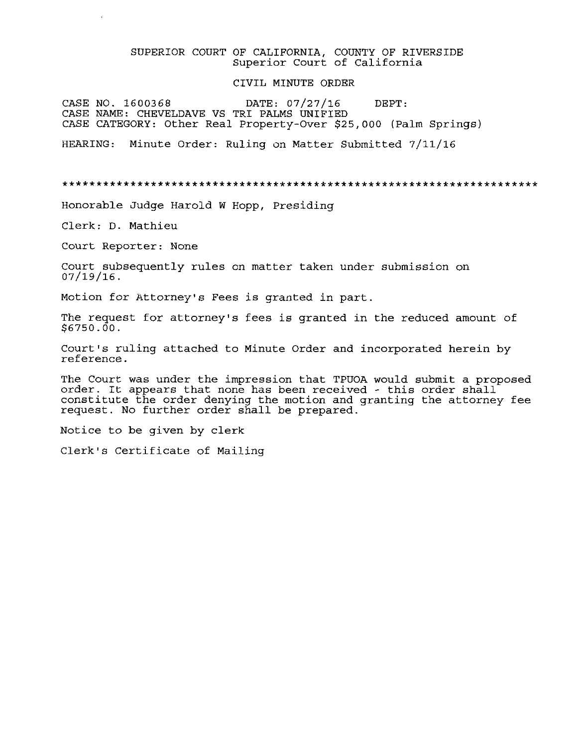SUPERIOR COURT OF CALIFORNIA, COUNTY OF RIVERSIDE
Superior Court of California

CIVIL MINUTE ORDER

CASE NO. 1600368 DATE: 07/27/16 DEPT:
CASE NAME: CHEVELDAVE VS TRI PALMS UNIFIED
CASE CATEGORY: Other Real Property-Over $25,000 (Palm Springs)

HEARING: Minute Order: Ruling on Matter Submitted 7/11/16

************************************************************************

Honorable Judge Harold W Hopp, Presiding

Clerk: D. Mathieu

Court Reporter: None

Court subsequently rules on matter taken under submission on 07/19/16.

Motion for Attorney's Fees is granted in part.

The request for attorney's fees is granted in the reduced amount of $6750.00.

Court's ruling attached to Minute Order and incorporated herein by reference.

The Court was under the impression that TPUOA would submit a proposed order. It appears that none has been received - this order shall constitute the order denying the motion and granting the attorney fee request. No further order shall be prepared.

Notice to be given by clerk

Clerk's Certificate of Mailing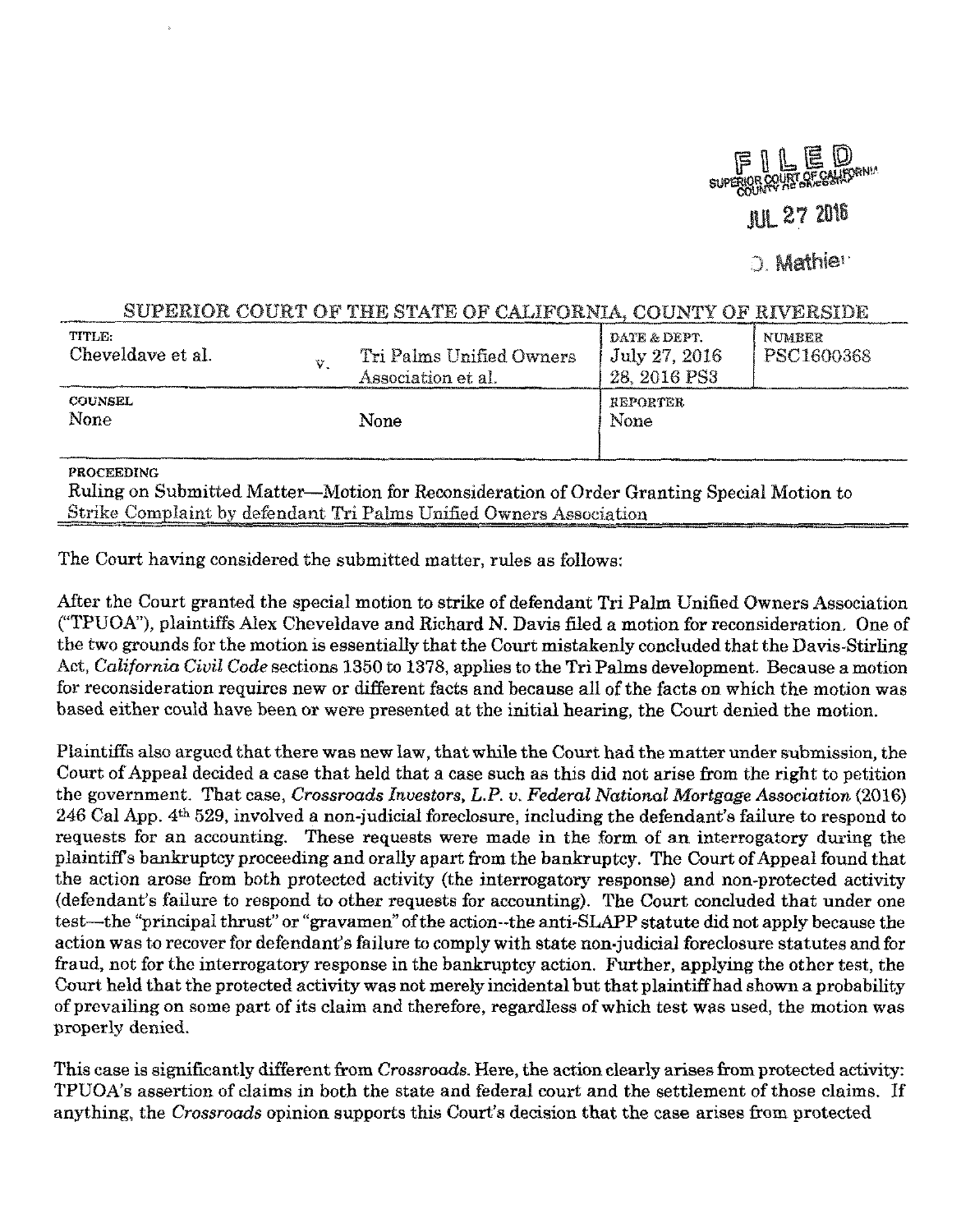FILED
SUPERIOR COURT OF CALIFORNIA
COUNTY OF RIVERSIDE

JUL 27 2016

D. Mathie

SUPERIOR COURT OF THE STATE OF CALIFORNIA, COUNTY OF RIVERSIDE

| TITLE: | | | DATE & DEPT. | NUMBER |
|---|---|---|---|---|
| Cheveldave et al. | v. | Tri Palms Unified Owners Association et al. | July 27, 2016 28, 2016 PS3 | PSC1600368 |
| COUNSEL | | | REPORTER | |
| None | | None | None | |

**PROCEEDING**

Ruling on Submitted Matter—Motion for Reconsideration of Order Granting Special Motion to Strike Complaint by defendant Tri Palms Unified Owners Association

The Court having considered the submitted matter, rules as follows:

After the Court granted the special motion to strike of defendant Tri Palm Unified Owners Association ("TPUOA"), plaintiffs Alex Cheveldave and Richard N. Davis filed a motion for reconsideration. One of the two grounds for the motion is essentially that the Court mistakenly concluded that the Davis-Stirling Act, *California Civil Code* sections 1350 to 1378, applies to the Tri Palms development. Because a motion for reconsideration requires new or different facts and because all of the facts on which the motion was based either could have been or were presented at the initial hearing, the Court denied the motion.

Plaintiffs also argued that there was new law, that while the Court had the matter under submission, the Court of Appeal decided a case that held that a case such as this did not arise from the right to petition the government. That case, *Crossroads Investors, L.P. v. Federal National Mortgage Association* (2016) 246 Cal App. 4th 529, involved a non-judicial foreclosure, including the defendant's failure to respond to requests for an accounting. These requests were made in the form of an interrogatory during the plaintiff's bankruptcy proceeding and orally apart from the bankruptcy. The Court of Appeal found that the action arose from both protected activity (the interrogatory response) and non-protected activity (defendant's failure to respond to other requests for accounting). The Court concluded that under one test—the "principal thrust" or "gravamen" of the action--the anti-SLAPP statute did not apply because the action was to recover for defendant's failure to comply with state non-judicial foreclosure statutes and for fraud, not for the interrogatory response in the bankruptcy action. Further, applying the other test, the Court held that the protected activity was not merely incidental but that plaintiff had shown a probability of prevailing on some part of its claim and therefore, regardless of which test was used, the motion was properly denied.

This case is significantly different from *Crossroads*. Here, the action clearly arises from protected activity: TPUOA's assertion of claims in both the state and federal court and the settlement of those claims. If anything, the *Crossroads* opinion supports this Court's decision that the case arises from protected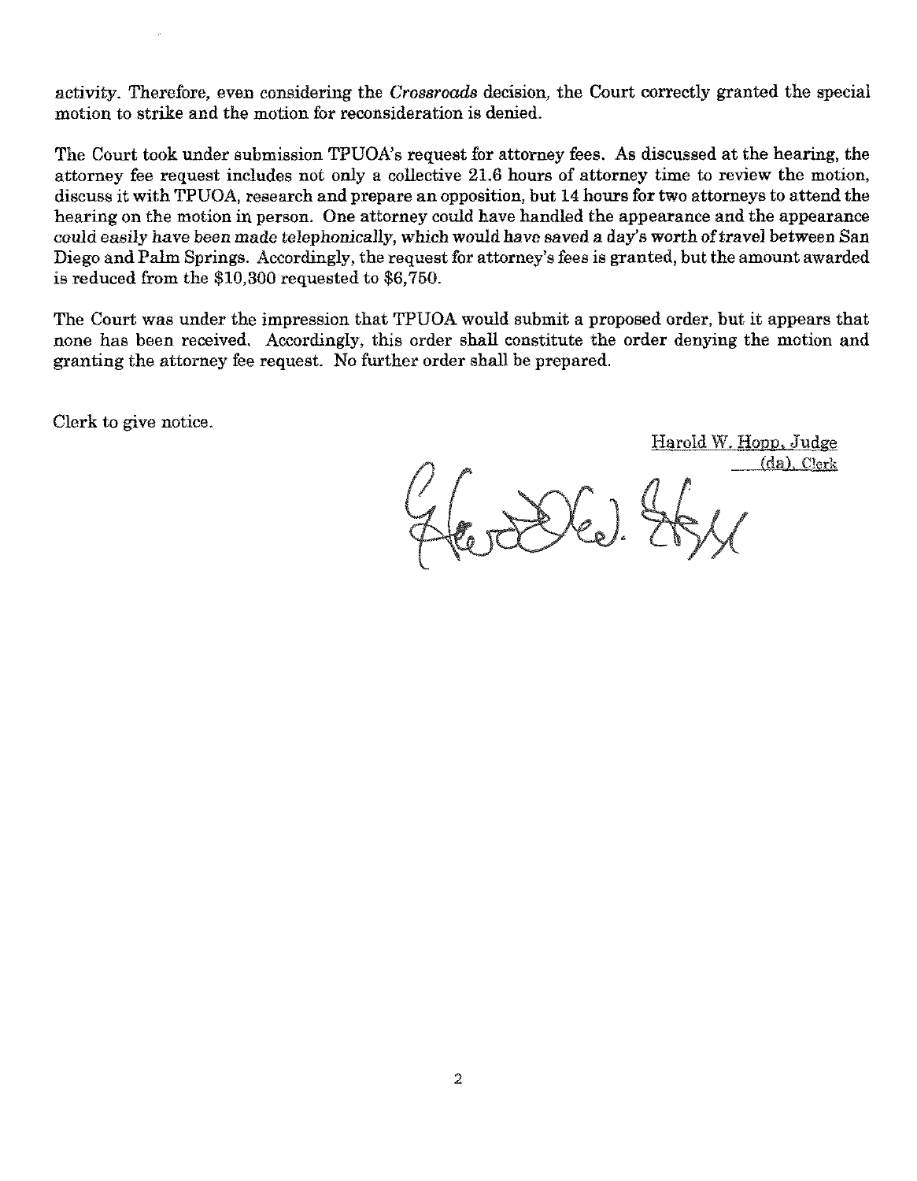activity. Therefore, even considering the *Crossroads* decision, the Court correctly granted the special motion to strike and the motion for reconsideration is denied.

The Court took under submission TPUOA's request for attorney fees. As discussed at the hearing, the attorney fee request includes not only a collective 21.6 hours of attorney time to review the motion, discuss it with TPUOA, research and prepare an opposition, but 14 hours for two attorneys to attend the hearing on the motion in person. One attorney could have handled the appearance and the appearance could easily have been made telephonically, which would have saved a day's worth of travel between San Diego and Palm Springs. Accordingly, the request for attorney's fees is granted, but the amount awarded is reduced from the $10,300 requested to $6,750.

The Court was under the impression that TPUOA would submit a proposed order, but it appears that none has been received. Accordingly, this order shall constitute the order denying the motion and granting the attorney fee request. No further order shall be prepared.

Clerk to give notice.

Harold W. Hopp, Judge
(da), Clerk